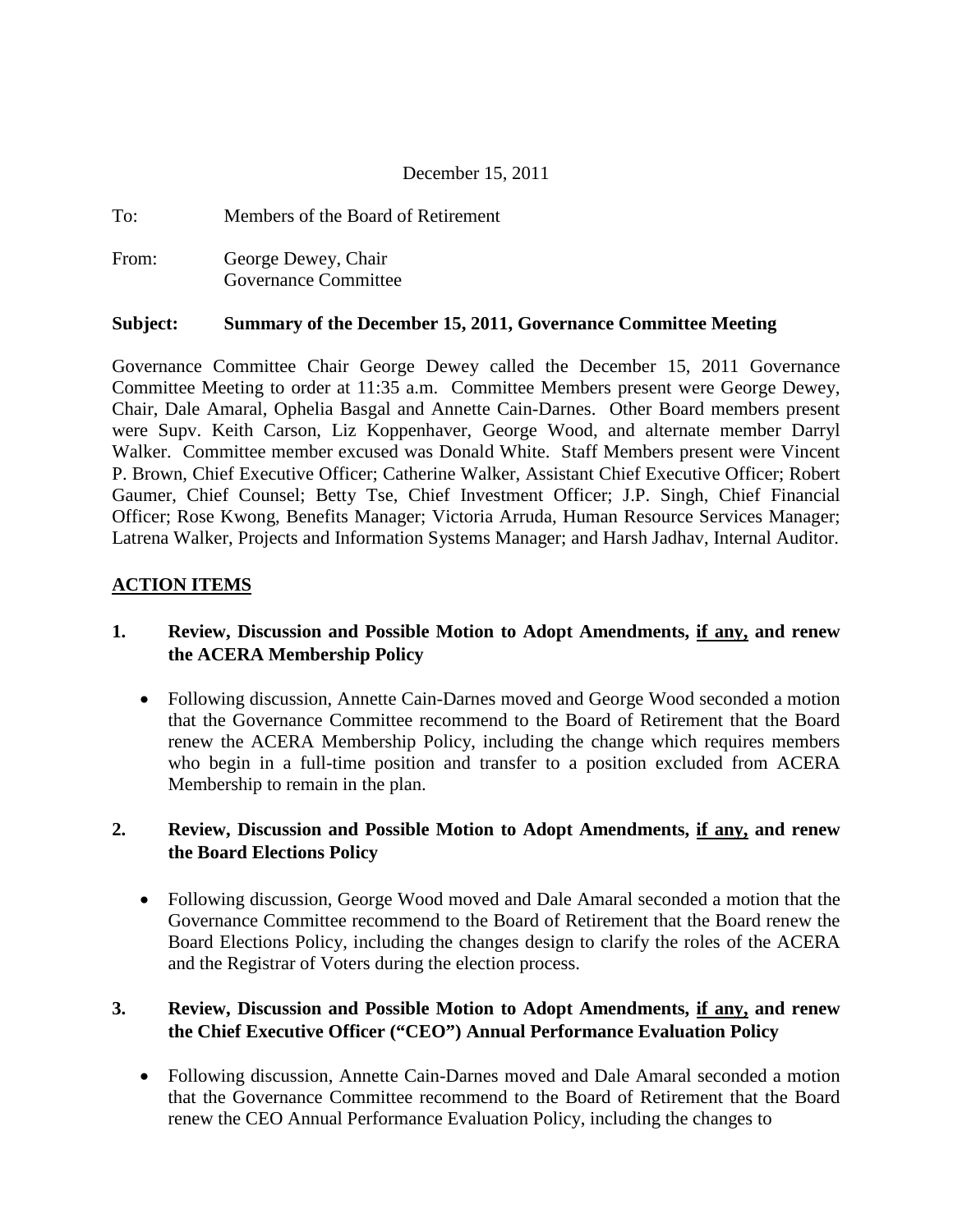December 15, 2011

To: Members of the Board of Retirement

From: George Dewey, Chair
Governance Committee

**Subject: Summary of the December 15, 2011, Governance Committee Meeting**

Governance Committee Chair George Dewey called the December 15, 2011 Governance Committee Meeting to order at 11:35 a.m. Committee Members present were George Dewey, Chair, Dale Amaral, Ophelia Basgal and Annette Cain-Darnes. Other Board members present were Supv. Keith Carson, Liz Koppenhaver, George Wood, and alternate member Darryl Walker. Committee member excused was Donald White. Staff Members present were Vincent P. Brown, Chief Executive Officer; Catherine Walker, Assistant Chief Executive Officer; Robert Gaumer, Chief Counsel; Betty Tse, Chief Investment Officer; J.P. Singh, Chief Financial Officer; Rose Kwong, Benefits Manager; Victoria Arruda, Human Resource Services Manager; Latrena Walker, Projects and Information Systems Manager; and Harsh Jadhav, Internal Auditor.

## ACTION ITEMS

**1. Review, Discussion and Possible Motion to Adopt Amendments, <u>if any,</u> and renew the ACERA Membership Policy**

- Following discussion, Annette Cain-Darnes moved and George Wood seconded a motion that the Governance Committee recommend to the Board of Retirement that the Board renew the ACERA Membership Policy, including the change which requires members who begin in a full-time position and transfer to a position excluded from ACERA Membership to remain in the plan.

**2. Review, Discussion and Possible Motion to Adopt Amendments, <u>if any,</u> and renew the Board Elections Policy**

- Following discussion, George Wood moved and Dale Amaral seconded a motion that the Governance Committee recommend to the Board of Retirement that the Board renew the Board Elections Policy, including the changes design to clarify the roles of the ACERA and the Registrar of Voters during the election process.

**3. Review, Discussion and Possible Motion to Adopt Amendments, <u>if any,</u> and renew the Chief Executive Officer ("CEO") Annual Performance Evaluation Policy**

- Following discussion, Annette Cain-Darnes moved and Dale Amaral seconded a motion that the Governance Committee recommend to the Board of Retirement that the Board renew the CEO Annual Performance Evaluation Policy, including the changes to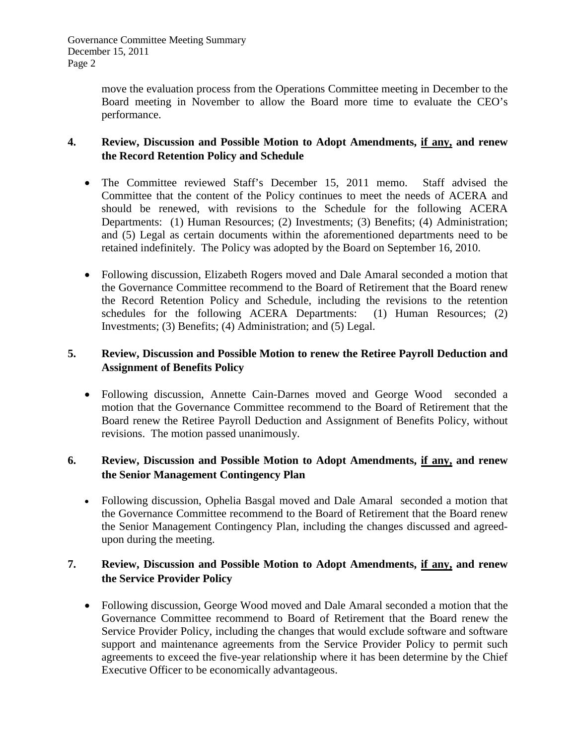move the evaluation process from the Operations Committee meeting in December to the Board meeting in November to allow the Board more time to evaluate the CEO's performance.

**4. Review, Discussion and Possible Motion to Adopt Amendments, <u>if any,</u> and renew the Record Retention Policy and Schedule**

- The Committee reviewed Staff's December 15, 2011 memo. Staff advised the Committee that the content of the Policy continues to meet the needs of ACERA and should be renewed, with revisions to the Schedule for the following ACERA Departments: (1) Human Resources; (2) Investments; (3) Benefits; (4) Administration; and (5) Legal as certain documents within the aforementioned departments need to be retained indefinitely. The Policy was adopted by the Board on September 16, 2010.

- Following discussion, Elizabeth Rogers moved and Dale Amaral seconded a motion that the Governance Committee recommend to the Board of Retirement that the Board renew the Record Retention Policy and Schedule, including the revisions to the retention schedules for the following ACERA Departments: (1) Human Resources; (2) Investments; (3) Benefits; (4) Administration; and (5) Legal.

**5. Review, Discussion and Possible Motion to renew the Retiree Payroll Deduction and Assignment of Benefits Policy**

- Following discussion, Annette Cain-Darnes moved and George Wood seconded a motion that the Governance Committee recommend to the Board of Retirement that the Board renew the Retiree Payroll Deduction and Assignment of Benefits Policy, without revisions. The motion passed unanimously.

**6. Review, Discussion and Possible Motion to Adopt Amendments, <u>if any,</u> and renew the Senior Management Contingency Plan**

- Following discussion, Ophelia Basgal moved and Dale Amaral seconded a motion that the Governance Committee recommend to the Board of Retirement that the Board renew the Senior Management Contingency Plan, including the changes discussed and agreed-upon during the meeting.

**7. Review, Discussion and Possible Motion to Adopt Amendments, <u>if any,</u> and renew the Service Provider Policy**

- Following discussion, George Wood moved and Dale Amaral seconded a motion that the Governance Committee recommend to Board of Retirement that the Board renew the Service Provider Policy, including the changes that would exclude software and software support and maintenance agreements from the Service Provider Policy to permit such agreements to exceed the five-year relationship where it has been determine by the Chief Executive Officer to be economically advantageous.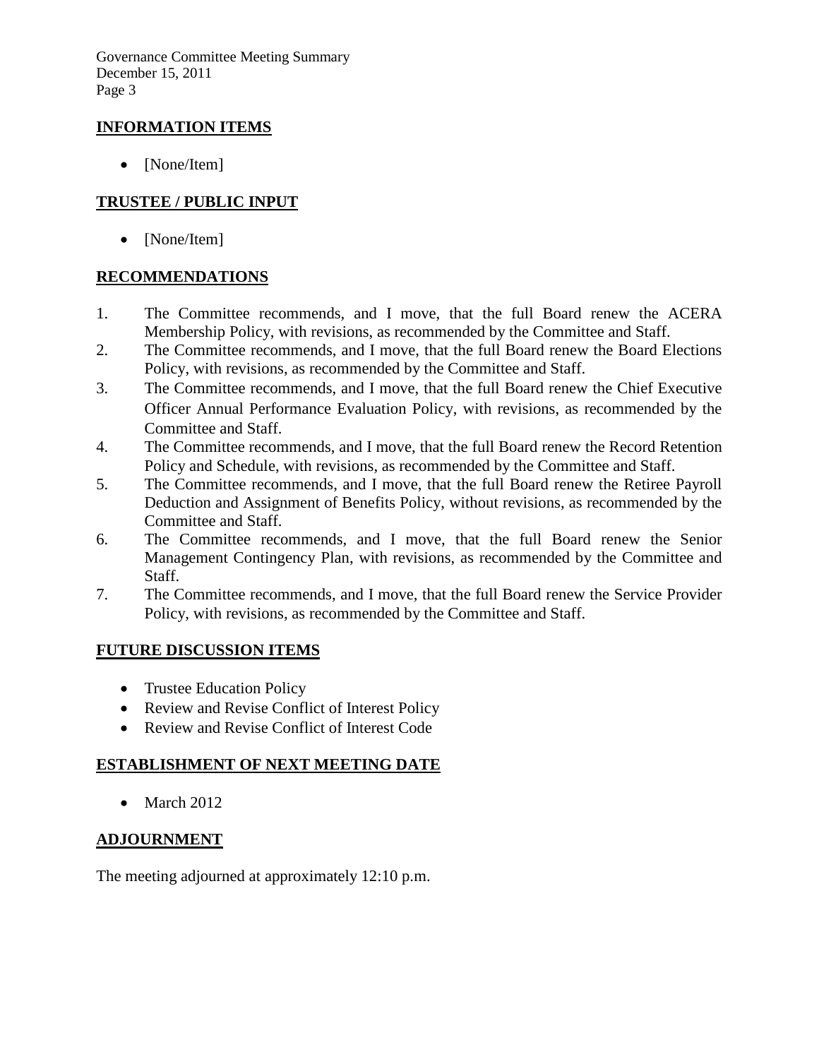## INFORMATION ITEMS

- [None/Item]

## TRUSTEE / PUBLIC INPUT

- [None/Item]

## RECOMMENDATIONS

1. The Committee recommends, and I move, that the full Board renew the ACERA Membership Policy, with revisions, as recommended by the Committee and Staff.
2. The Committee recommends, and I move, that the full Board renew the Board Elections Policy, with revisions, as recommended by the Committee and Staff.
3. The Committee recommends, and I move, that the full Board renew the Chief Executive Officer Annual Performance Evaluation Policy, with revisions, as recommended by the Committee and Staff.
4. The Committee recommends, and I move, that the full Board renew the Record Retention Policy and Schedule, with revisions, as recommended by the Committee and Staff.
5. The Committee recommends, and I move, that the full Board renew the Retiree Payroll Deduction and Assignment of Benefits Policy, without revisions, as recommended by the Committee and Staff.
6. The Committee recommends, and I move, that the full Board renew the Senior Management Contingency Plan, with revisions, as recommended by the Committee and Staff.
7. The Committee recommends, and I move, that the full Board renew the Service Provider Policy, with revisions, as recommended by the Committee and Staff.

## FUTURE DISCUSSION ITEMS

- Trustee Education Policy
- Review and Revise Conflict of Interest Policy
- Review and Revise Conflict of Interest Code

## ESTABLISHMENT OF NEXT MEETING DATE

- March 2012

## ADJOURNMENT

The meeting adjourned at approximately 12:10 p.m.